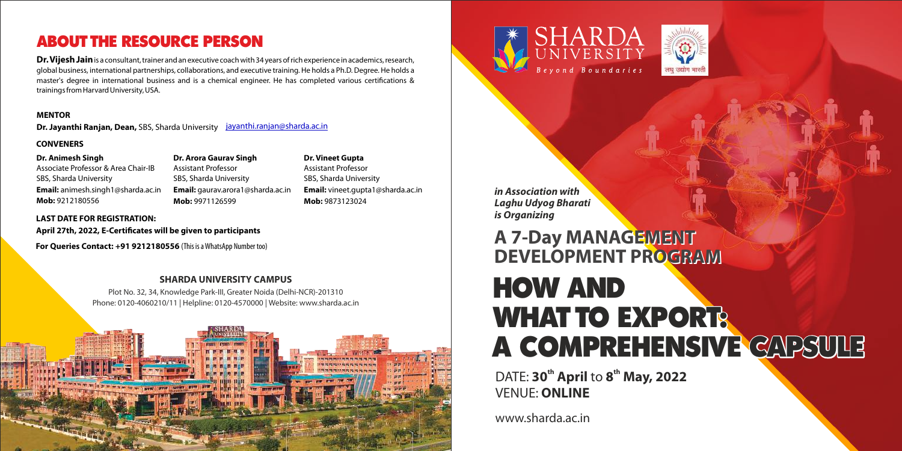## ABOUT THE RESOURCE PERSON

**Dr. Vijesh Jain** is a consultant, trainer and an executive coach with 34 years of rich experience in academics, research, global business, international partnerships, collaborations, and executive training. He holds a Ph.D. Degree. He holds a master's degree in international business and is a chemical engineer. He has completed various certifications & trainings from Harvard University, USA.

**MENTOR**

**Dr. Jayanthi Ranjan, Dean,** SBS, Sharda University jayanthi.ranjan@sharda.ac.in

**CONVENERS**

**Dr. Animesh Singh**
Associate Professor & Area Chair-IB
SBS, Sharda University
**Email:** animesh.singh1@sharda.ac.in
**Mob:** 9212180556

**Dr. Arora Gaurav Singh**
Assistant Professor
SBS, Sharda University
**Email:** gaurav.arora1@sharda.ac.in
**Mob:** 9971126599

**Dr. Vineet Gupta**
Assistant Professor
SBS, Sharda University
**Email:** vineet.gupta1@sharda.ac.in
**Mob:** 9873123024

**LAST DATE FOR REGISTRATION:**
**April 27th, 2022, E-Certificates will be given to participants**

**For Queries Contact: +91 9212180556** (This is a WhatsApp Number too)

**SHARDA UNIVERSITY CAMPUS**

Plot No. 32, 34, Knowledge Park-III, Greater Noida (Delhi-NCR)-201310
Phone: 0120-4060210/11 | Helpline: 0120-4570000 | Website: www.sharda.ac.in

SHARDA UNIVERSITY
*Beyond Boundaries*

लघु उद्योग भारती

***in Association with Laghu Udyog Bharati is Organizing***

## A 7-Day MANAGEMENT DEVELOPMENT PROGRAM

# HOW AND WHAT TO EXPORT: A COMPREHENSIVE CAPSULE

DATE: **30th April** to **8th May, 2022**
VENUE: **ONLINE**

www.sharda.ac.in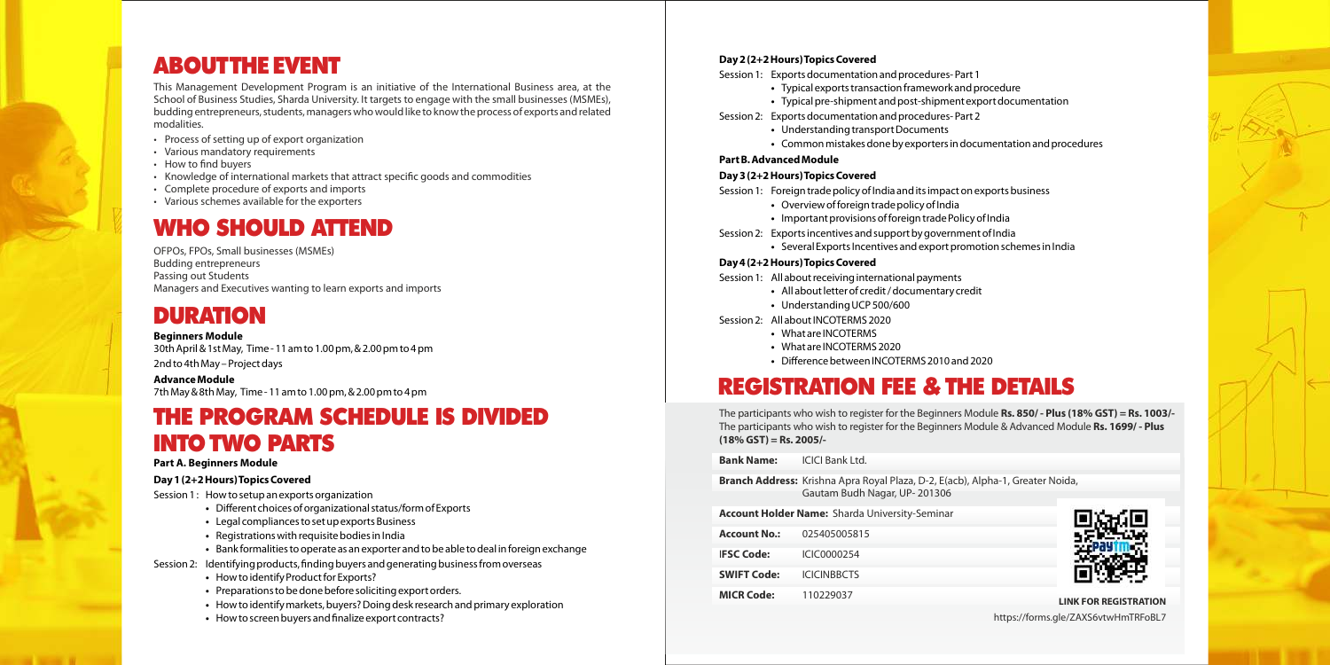## ABOUT THE EVENT

This Management Development Program is an initiative of the International Business area, at the School of Business Studies, Sharda University. It targets to engage with the small businesses (MSMEs), budding entrepreneurs, students, managers who would like to know the process of exports and related modalities.

- Process of setting up of export organization
- Various mandatory requirements
- How to find buyers
- Knowledge of international markets that attract specific goods and commodities
- Complete procedure of exports and imports
- Various schemes available for the exporters

## WHO SHOULD ATTEND

OFPOs, FPOs, Small businesses (MSMEs)
Budding entrepreneurs
Passing out Students
Managers and Executives wanting to learn exports and imports

## DURATION

**Beginners Module**
30th April & 1st May, Time - 11 am to 1.00 pm, & 2.00 pm to 4 pm
2nd to 4th May – Project days

**Advance Module**
7th May & 8th May, Time - 11 am to 1.00 pm, & 2.00 pm to 4 pm

## THE PROGRAM SCHEDULE IS DIVIDED INTO TWO PARTS

**Part A. Beginners Module**

**Day 1 (2+2 Hours) Topics Covered**

Session 1 : How to setup an exports organization
- Different choices of organizational status/form of Exports
- Legal compliances to set up exports Business
- Registrations with requisite bodies in India
- Bank formalities to operate as an exporter and to be able to deal in foreign exchange

Session 2: Identifying products, finding buyers and generating business from overseas
- How to identify Product for Exports?
- Preparations to be done before soliciting export orders.
- How to identify markets, buyers? Doing desk research and primary exploration
- How to screen buyers and finalize export contracts?

**Day 2 (2+2 Hours) Topics Covered**

Session 1: Exports documentation and procedures- Part 1
- Typical exports transaction framework and procedure
- Typical pre-shipment and post-shipment export documentation

Session 2: Exports documentation and procedures- Part 2
- Understanding transport Documents
- Common mistakes done by exporters in documentation and procedures

**Part B. Advanced Module**

**Day 3 (2+2 Hours) Topics Covered**

Session 1: Foreign trade policy of India and its impact on exports business
- Overview of foreign trade policy of India
- Important provisions of foreign trade Policy of India

Session 2: Exports incentives and support by government of India
- Several Exports Incentives and export promotion schemes in India

**Day 4 (2+2 Hours) Topics Covered**

Session 1: All about receiving international payments
- All about letter of credit / documentary credit
- Understanding UCP 500/600

Session 2: All about INCOTERMS 2020
- What are INCOTERMS
- What are INCOTERMS 2020
- Difference between INCOTERMS 2010 and 2020

## REGISTRATION FEE & THE DETAILS

The participants who wish to register for the Beginners Module **Rs. 850/ - Plus (18% GST) = Rs. 1003/-**
The participants who wish to register for the Beginners Module & Advanced Module **Rs. 1699/ - Plus (18% GST) = Rs. 2005/-**

| | |
|---|---|
| **Bank Name:** | ICICI Bank Ltd. |
| **Branch Address:** | Krishna Apra Royal Plaza, D-2, E(acb), Alpha-1, Greater Noida, Gautam Budh Nagar, UP- 201306 |
| **Account Holder Name:** | Sharda University-Seminar |
| **Account No.:** | 025405005815 |
| **IFSC Code:** | ICIC0000254 |
| **SWIFT Code:** | ICICINBBCTS |
| **MICR Code:** | 110229037 |

**LINK FOR REGISTRATION**
https://forms.gle/ZAXS6vtwHmTRFoBL7